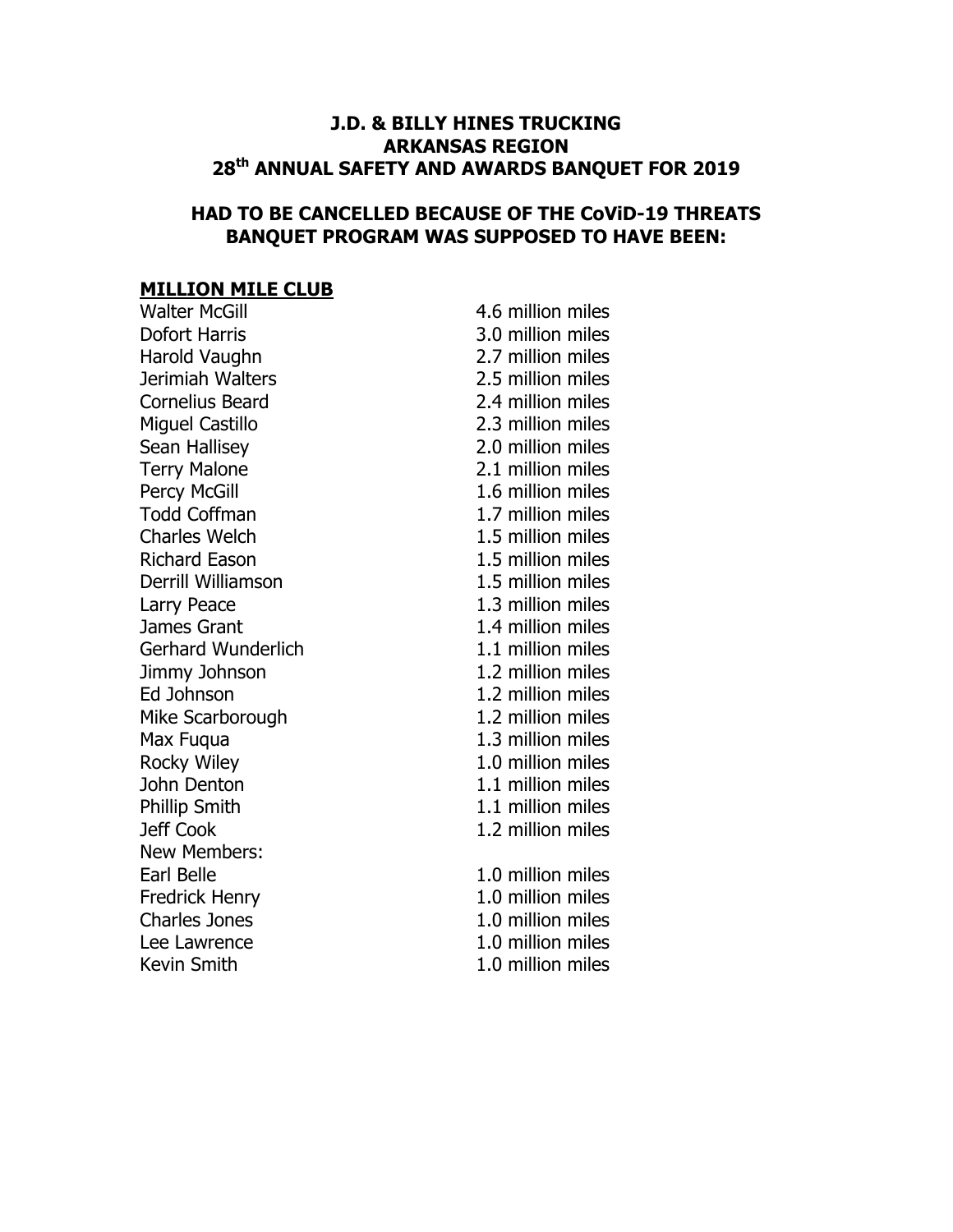**J.D. & BILLY HINES TRUCKING**
**ARKANSAS REGION**
**28th ANNUAL SAFETY AND AWARDS BANQUET FOR 2019**

**HAD TO BE CANCELLED BECAUSE OF THE CoViD-19 THREATS**
**BANQUET PROGRAM WAS SUPPOSED TO HAVE BEEN:**

**MILLION MILE CLUB**

| | |
|---|---|
| Walter McGill | 4.6 million miles |
| Dofort Harris | 3.0 million miles |
| Harold Vaughn | 2.7 million miles |
| Jerimiah Walters | 2.5 million miles |
| Cornelius Beard | 2.4 million miles |
| Miguel Castillo | 2.3 million miles |
| Sean Hallisey | 2.0 million miles |
| Terry Malone | 2.1 million miles |
| Percy McGill | 1.6 million miles |
| Todd Coffman | 1.7 million miles |
| Charles Welch | 1.5 million miles |
| Richard Eason | 1.5 million miles |
| Derrill Williamson | 1.5 million miles |
| Larry Peace | 1.3 million miles |
| James Grant | 1.4 million miles |
| Gerhard Wunderlich | 1.1 million miles |
| Jimmy Johnson | 1.2 million miles |
| Ed Johnson | 1.2 million miles |
| Mike Scarborough | 1.2 million miles |
| Max Fuqua | 1.3 million miles |
| Rocky Wiley | 1.0 million miles |
| John Denton | 1.1 million miles |
| Phillip Smith | 1.1 million miles |
| Jeff Cook | 1.2 million miles |
| New Members: | |
| Earl Belle | 1.0 million miles |
| Fredrick Henry | 1.0 million miles |
| Charles Jones | 1.0 million miles |
| Lee Lawrence | 1.0 million miles |
| Kevin Smith | 1.0 million miles |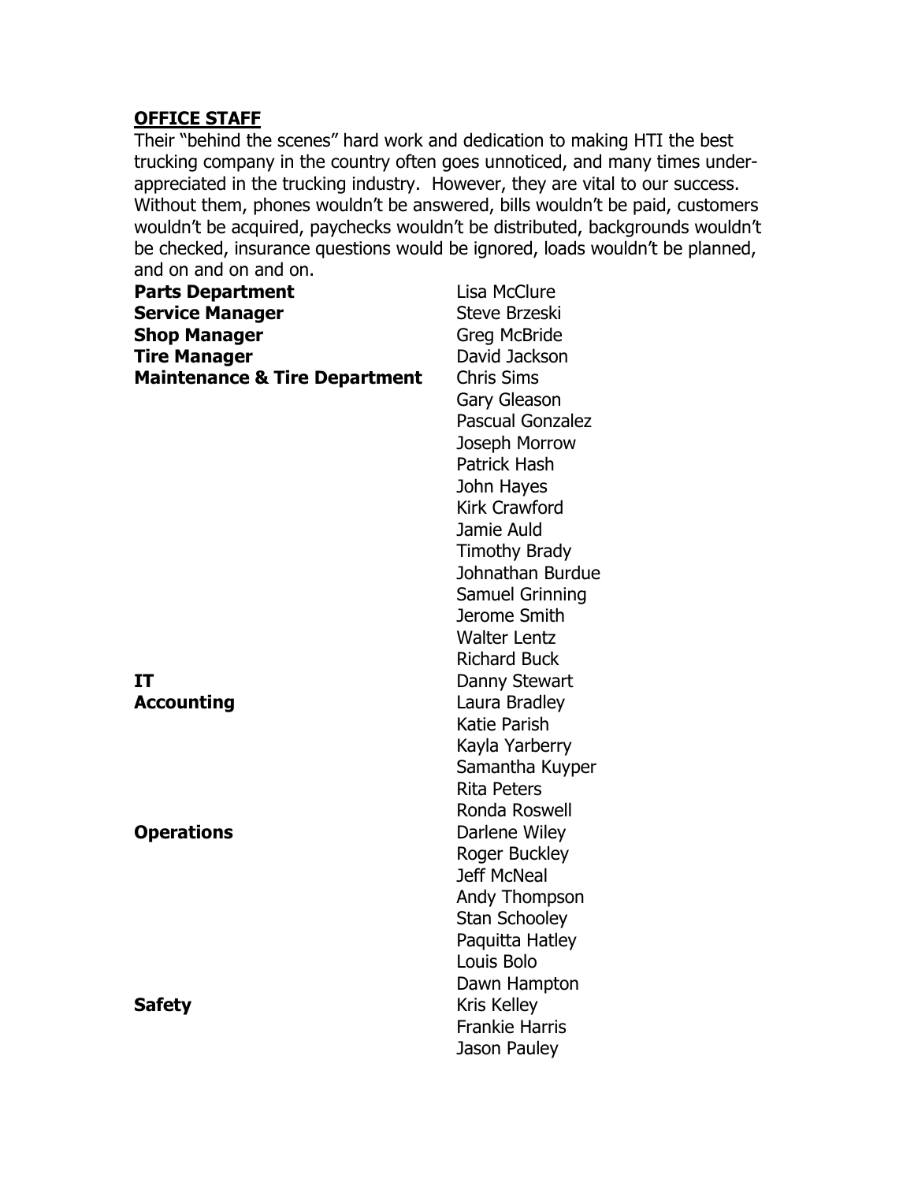**<u>OFFICE STAFF</u>**

Their "behind the scenes" hard work and dedication to making HTI the best trucking company in the country often goes unnoticed, and many times under-appreciated in the trucking industry. However, they are vital to our success. Without them, phones wouldn't be answered, bills wouldn't be paid, customers wouldn't be acquired, paychecks wouldn't be distributed, backgrounds wouldn't be checked, insurance questions would be ignored, loads wouldn't be planned, and on and on and on.

| | |
|---|---|
| **Parts Department** | Lisa McClure |
| **Service Manager** | Steve Brzeski |
| **Shop Manager** | Greg McBride |
| **Tire Manager** | David Jackson |
| **Maintenance & Tire Department** | Chris Sims |
| | Gary Gleason |
| | Pascual Gonzalez |
| | Joseph Morrow |
| | Patrick Hash |
| | John Hayes |
| | Kirk Crawford |
| | Jamie Auld |
| | Timothy Brady |
| | Johnathan Burdue |
| | Samuel Grinning |
| | Jerome Smith |
| | Walter Lentz |
| | Richard Buck |
| **IT** | Danny Stewart |
| **Accounting** | Laura Bradley |
| | Katie Parish |
| | Kayla Yarberry |
| | Samantha Kuyper |
| | Rita Peters |
| | Ronda Roswell |
| **Operations** | Darlene Wiley |
| | Roger Buckley |
| | Jeff McNeal |
| | Andy Thompson |
| | Stan Schooley |
| | Paquitta Hatley |
| | Louis Bolo |
| | Dawn Hampton |
| **Safety** | Kris Kelley |
| | Frankie Harris |
| | Jason Pauley |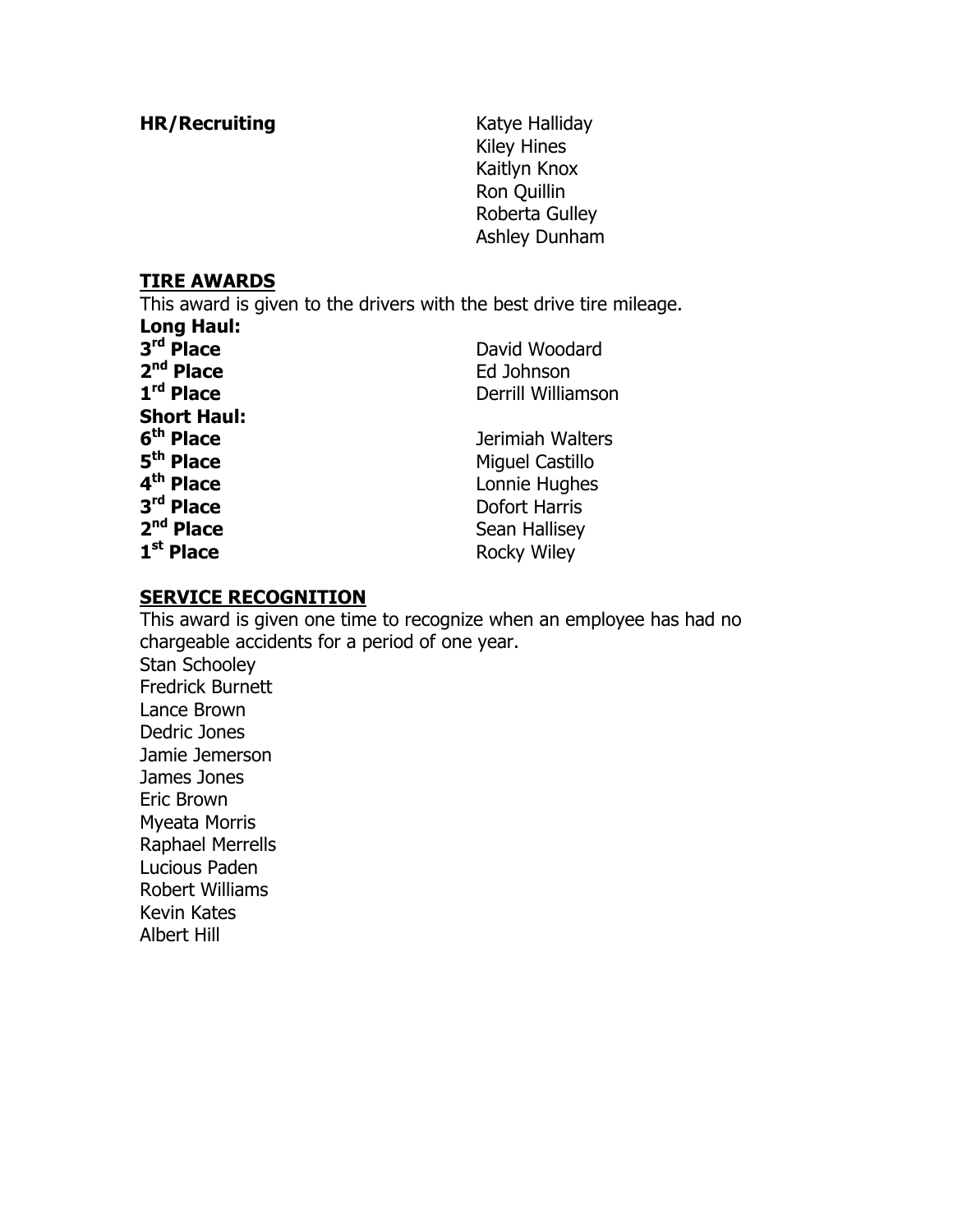**HR/Recruiting** Katye Halliday
Kiley Hines
Kaitlyn Knox
Ron Quillin
Roberta Gulley
Ashley Dunham

## TIRE AWARDS

This award is given to the drivers with the best drive tire mileage.

**Long Haul:**

| | |
|---|---|
| **3rd Place** | David Woodard |
| **2nd Place** | Ed Johnson |
| **1rd Place** | Derrill Williamson |

**Short Haul:**

| | |
|---|---|
| **6th Place** | Jerimiah Walters |
| **5th Place** | Miguel Castillo |
| **4th Place** | Lonnie Hughes |
| **3rd Place** | Dofort Harris |
| **2nd Place** | Sean Hallisey |
| **1st Place** | Rocky Wiley |

## SERVICE RECOGNITION

This award is given one time to recognize when an employee has had no chargeable accidents for a period of one year.

Stan Schooley
Fredrick Burnett
Lance Brown
Dedric Jones
Jamie Jemerson
James Jones
Eric Brown
Myeata Morris
Raphael Merrells
Lucious Paden
Robert Williams
Kevin Kates
Albert Hill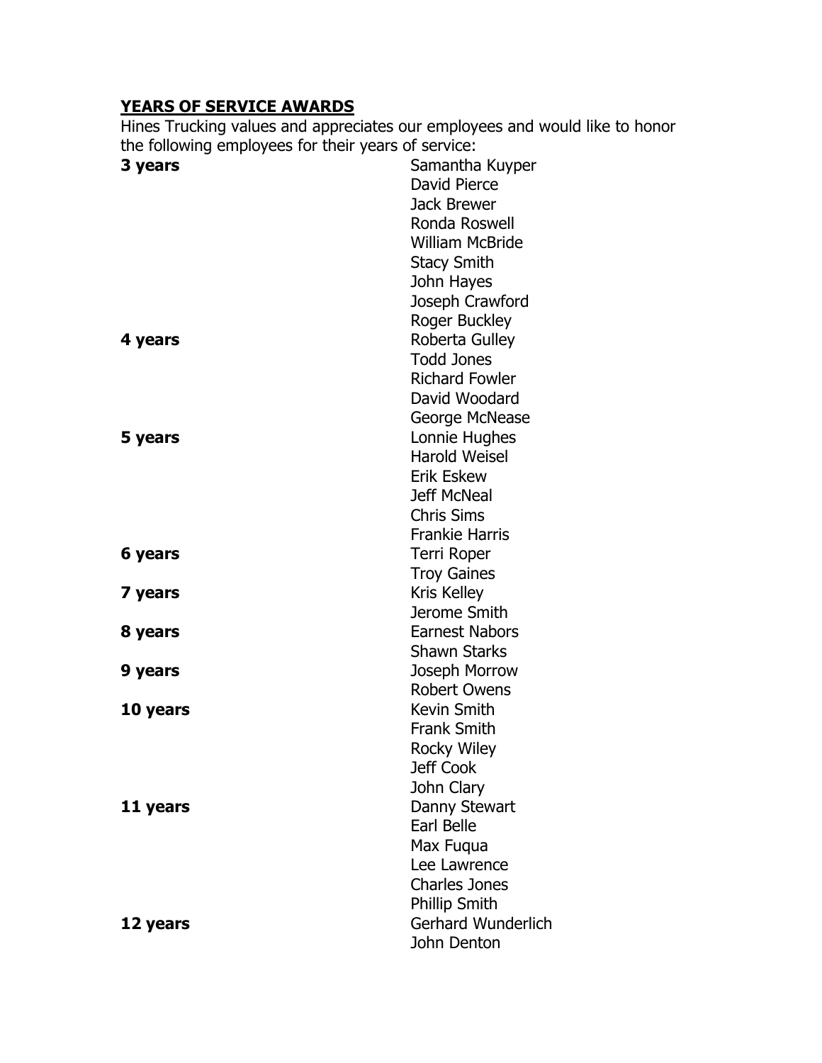## YEARS OF SERVICE AWARDS

Hines Trucking values and appreciates our employees and would like to honor the following employees for their years of service:

| | |
|---|---|
| **3 years** | Samantha Kuyper |
| | David Pierce |
| | Jack Brewer |
| | Ronda Roswell |
| | William McBride |
| | Stacy Smith |
| | John Hayes |
| | Joseph Crawford |
| | Roger Buckley |
| **4 years** | Roberta Gulley |
| | Todd Jones |
| | Richard Fowler |
| | David Woodard |
| | George McNease |
| **5 years** | Lonnie Hughes |
| | Harold Weisel |
| | Erik Eskew |
| | Jeff McNeal |
| | Chris Sims |
| | Frankie Harris |
| **6 years** | Terri Roper |
| | Troy Gaines |
| **7 years** | Kris Kelley |
| | Jerome Smith |
| **8 years** | Earnest Nabors |
| | Shawn Starks |
| **9 years** | Joseph Morrow |
| | Robert Owens |
| **10 years** | Kevin Smith |
| | Frank Smith |
| | Rocky Wiley |
| | Jeff Cook |
| | John Clary |
| **11 years** | Danny Stewart |
| | Earl Belle |
| | Max Fuqua |
| | Lee Lawrence |
| | Charles Jones |
| | Phillip Smith |
| **12 years** | Gerhard Wunderlich |
| | John Denton |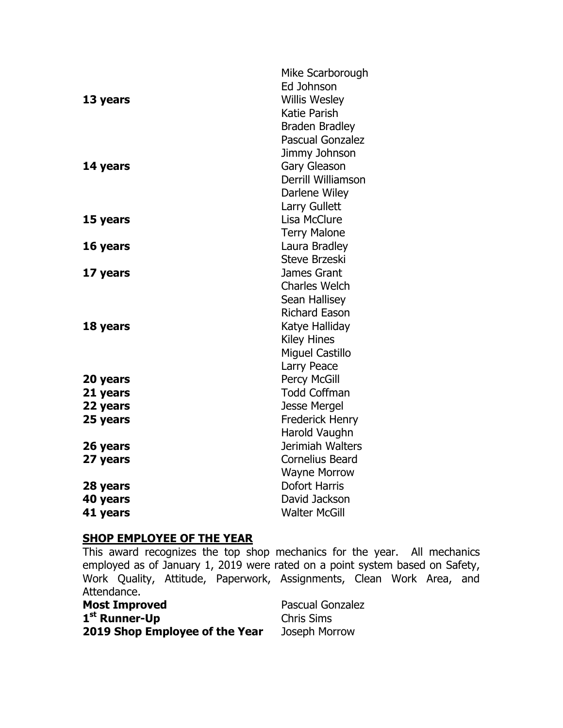| | |
|---|---|
| | Mike Scarborough |
| | Ed Johnson |
| **13 years** | Willis Wesley |
| | Katie Parish |
| | Braden Bradley |
| | Pascual Gonzalez |
| | Jimmy Johnson |
| **14 years** | Gary Gleason |
| | Derrill Williamson |
| | Darlene Wiley |
| | Larry Gullett |
| **15 years** | Lisa McClure |
| | Terry Malone |
| **16 years** | Laura Bradley |
| | Steve Brzeski |
| **17 years** | James Grant |
| | Charles Welch |
| | Sean Hallisey |
| | Richard Eason |
| **18 years** | Katye Halliday |
| | Kiley Hines |
| | Miguel Castillo |
| | Larry Peace |
| **20 years** | Percy McGill |
| **21 years** | Todd Coffman |
| **22 years** | Jesse Mergel |
| **25 years** | Frederick Henry |
| | Harold Vaughn |
| **26 years** | Jerimiah Walters |
| **27 years** | Cornelius Beard |
| | Wayne Morrow |
| **28 years** | Dofort Harris |
| **40 years** | David Jackson |
| **41 years** | Walter McGill |

## SHOP EMPLOYEE OF THE YEAR

This award recognizes the top shop mechanics for the year. All mechanics employed as of January 1, 2019 were rated on a point system based on Safety, Work Quality, Attitude, Paperwork, Assignments, Clean Work Area, and Attendance.

| | |
|---|---|
| **Most Improved** | Pascual Gonzalez |
| **1st Runner-Up** | Chris Sims |
| **2019 Shop Employee of the Year** | Joseph Morrow |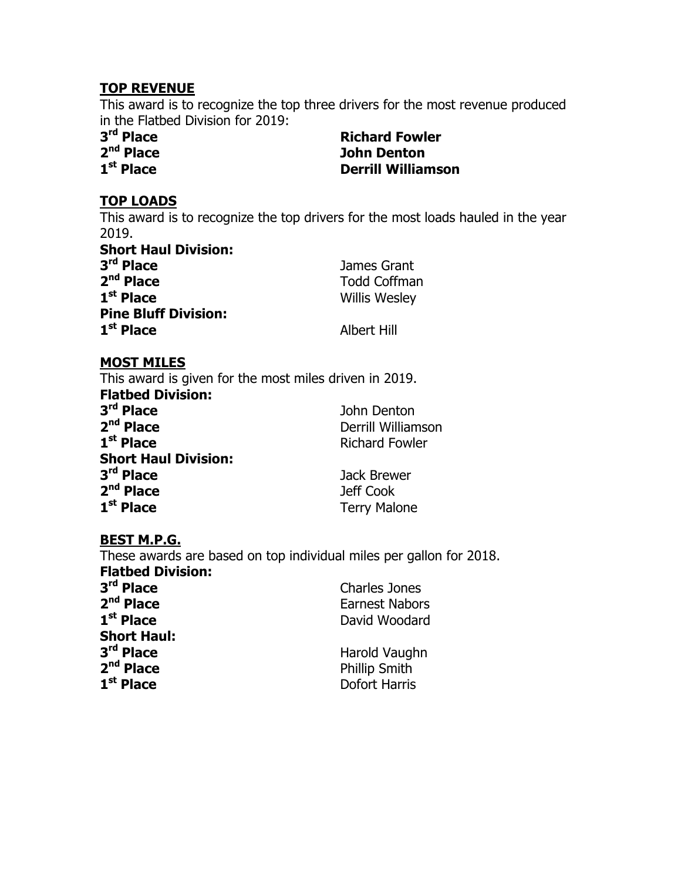## TOP REVENUE

This award is to recognize the top three drivers for the most revenue produced in the Flatbed Division for 2019:

| | |
|---|---|
| **3rd Place** | **Richard Fowler** |
| **2nd Place** | **John Denton** |
| **1st Place** | **Derrill Williamson** |

## TOP LOADS

This award is to recognize the top drivers for the most loads hauled in the year 2019.

| | |
|---|---|
| **Short Haul Division:** | |
| **3rd Place** | James Grant |
| **2nd Place** | Todd Coffman |
| **1st Place** | Willis Wesley |
| **Pine Bluff Division:** | |
| **1st Place** | Albert Hill |

## MOST MILES

This award is given for the most miles driven in 2019.

| | |
|---|---|
| **Flatbed Division:** | |
| **3rd Place** | John Denton |
| **2nd Place** | Derrill Williamson |
| **1st Place** | Richard Fowler |
| **Short Haul Division:** | |
| **3rd Place** | Jack Brewer |
| **2nd Place** | Jeff Cook |
| **1st Place** | Terry Malone |

## BEST M.P.G.

These awards are based on top individual miles per gallon for 2018.

| | |
|---|---|
| **Flatbed Division:** | |
| **3rd Place** | Charles Jones |
| **2nd Place** | Earnest Nabors |
| **1st Place** | David Woodard |
| **Short Haul:** | |
| **3rd Place** | Harold Vaughn |
| **2nd Place** | Phillip Smith |
| **1st Place** | Dofort Harris |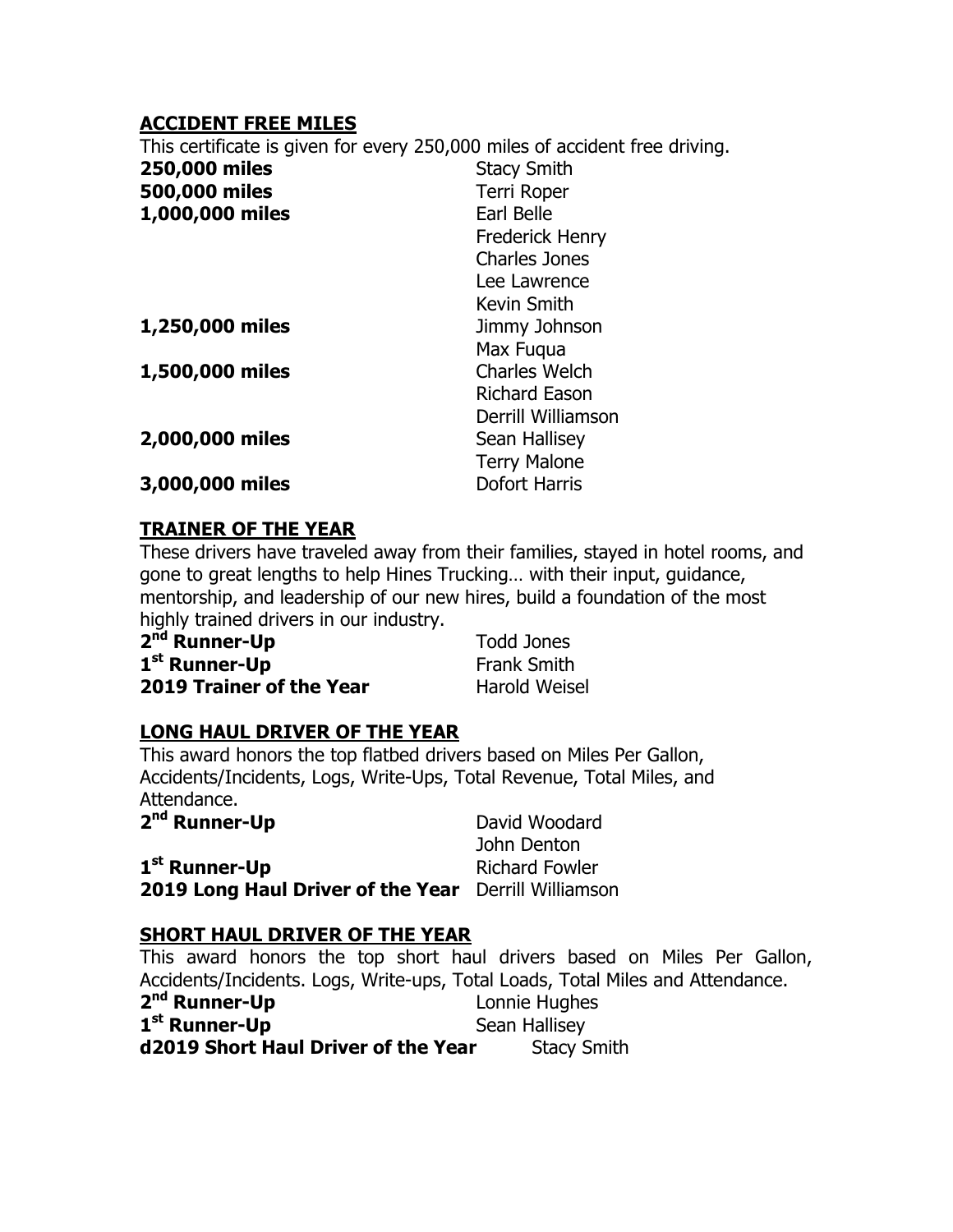## ACCIDENT FREE MILES

This certificate is given for every 250,000 miles of accident free driving.

| | |
|---|---|
| **250,000 miles** | Stacy Smith |
| **500,000 miles** | Terri Roper |
| **1,000,000 miles** | Earl Belle |
| | Frederick Henry |
| | Charles Jones |
| | Lee Lawrence |
| | Kevin Smith |
| **1,250,000 miles** | Jimmy Johnson |
| | Max Fuqua |
| **1,500,000 miles** | Charles Welch |
| | Richard Eason |
| | Derrill Williamson |
| **2,000,000 miles** | Sean Hallisey |
| | Terry Malone |
| **3,000,000 miles** | Dofort Harris |

## TRAINER OF THE YEAR

These drivers have traveled away from their families, stayed in hotel rooms, and gone to great lengths to help Hines Trucking… with their input, guidance, mentorship, and leadership of our new hires, build a foundation of the most highly trained drivers in our industry.

| | |
|---|---|
| **2nd Runner-Up** | Todd Jones |
| **1st Runner-Up** | Frank Smith |
| **2019 Trainer of the Year** | Harold Weisel |

## LONG HAUL DRIVER OF THE YEAR

This award honors the top flatbed drivers based on Miles Per Gallon, Accidents/Incidents, Logs, Write-Ups, Total Revenue, Total Miles, and Attendance.

| | |
|---|---|
| **2nd Runner-Up** | David Woodard |
| | John Denton |
| **1st Runner-Up** | Richard Fowler |
| **2019 Long Haul Driver of the Year** | Derrill Williamson |

## SHORT HAUL DRIVER OF THE YEAR

This award honors the top short haul drivers based on Miles Per Gallon, Accidents/Incidents. Logs, Write-ups, Total Loads, Total Miles and Attendance.

| | |
|---|---|
| **2nd Runner-Up** | Lonnie Hughes |
| **1st Runner-Up** | Sean Hallisey |
| **d2019 Short Haul Driver of the Year** | Stacy Smith |